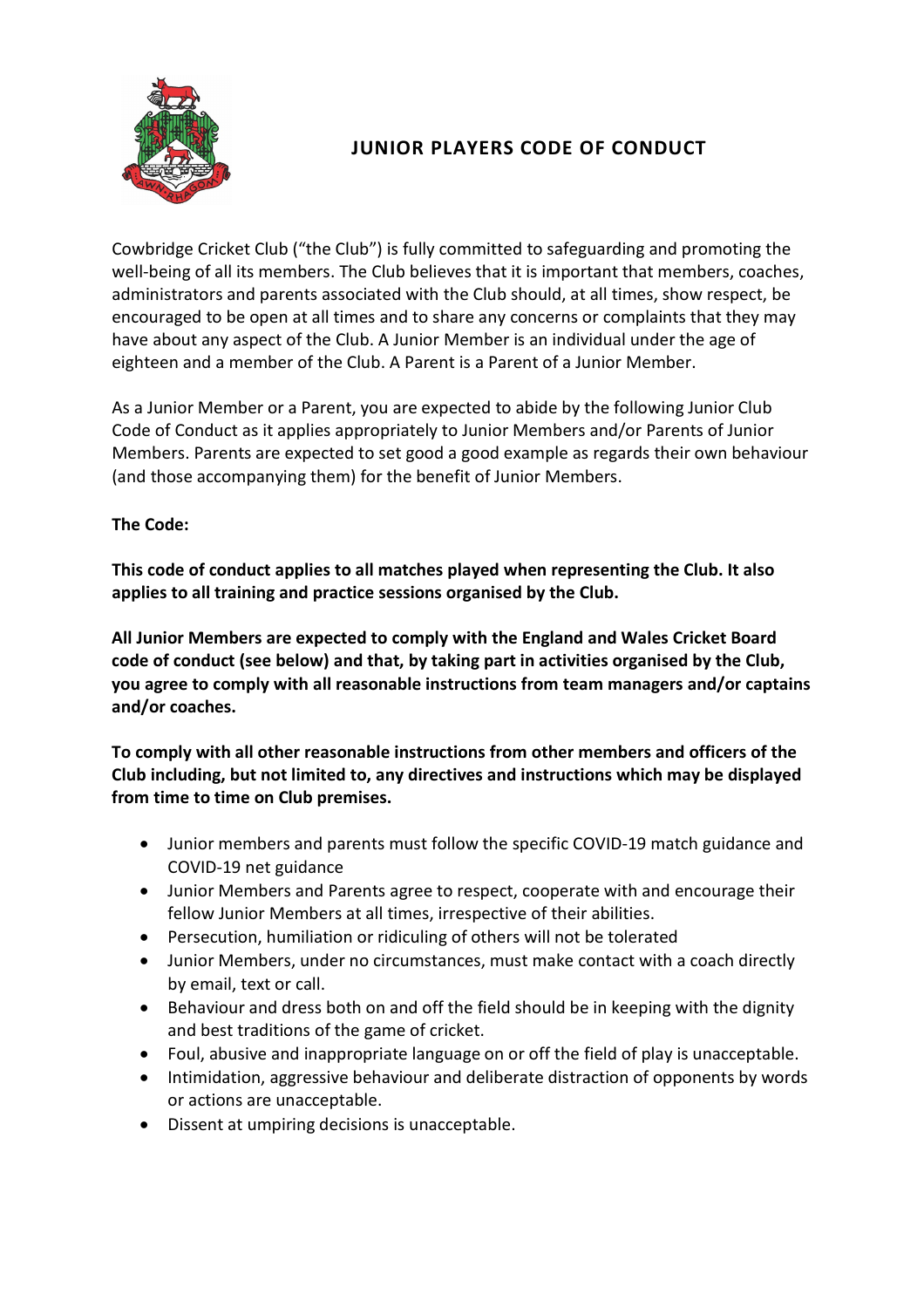# JUNIOR PLAYERS CODE OF CONDUCT

Cowbridge Cricket Club ("the Club") is fully committed to safeguarding and promoting the well-being of all its members. The Club believes that it is important that members, coaches, administrators and parents associated with the Club should, at all times, show respect, be encouraged to be open at all times and to share any concerns or complaints that they may have about any aspect of the Club. A Junior Member is an individual under the age of eighteen and a member of the Club. A Parent is a Parent of a Junior Member.

As a Junior Member or a Parent, you are expected to abide by the following Junior Club Code of Conduct as it applies appropriately to Junior Members and/or Parents of Junior Members. Parents are expected to set good a good example as regards their own behaviour (and those accompanying them) for the benefit of Junior Members.

**The Code:**

**This code of conduct applies to all matches played when representing the Club. It also applies to all training and practice sessions organised by the Club.**

**All Junior Members are expected to comply with the England and Wales Cricket Board code of conduct (see below) and that, by taking part in activities organised by the Club, you agree to comply with all reasonable instructions from team managers and/or captains and/or coaches.**

**To comply with all other reasonable instructions from other members and officers of the Club including, but not limited to, any directives and instructions which may be displayed from time to time on Club premises.**

- Junior members and parents must follow the specific COVID-19 match guidance and COVID-19 net guidance
- Junior Members and Parents agree to respect, cooperate with and encourage their fellow Junior Members at all times, irrespective of their abilities.
- Persecution, humiliation or ridiculing of others will not be tolerated
- Junior Members, under no circumstances, must make contact with a coach directly by email, text or call.
- Behaviour and dress both on and off the field should be in keeping with the dignity and best traditions of the game of cricket.
- Foul, abusive and inappropriate language on or off the field of play is unacceptable.
- Intimidation, aggressive behaviour and deliberate distraction of opponents by words or actions are unacceptable.
- Dissent at umpiring decisions is unacceptable.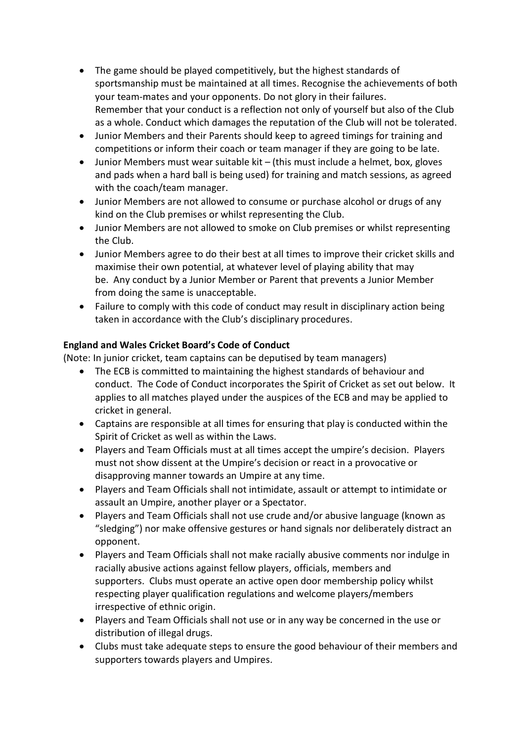- The game should be played competitively, but the highest standards of sportsmanship must be maintained at all times. Recognise the achievements of both your team-mates and your opponents. Do not glory in their failures. Remember that your conduct is a reflection not only of yourself but also of the Club as a whole. Conduct which damages the reputation of the Club will not be tolerated.
- Junior Members and their Parents should keep to agreed timings for training and competitions or inform their coach or team manager if they are going to be late.
- Junior Members must wear suitable kit – (this must include a helmet, box, gloves and pads when a hard ball is being used) for training and match sessions, as agreed with the coach/team manager.
- Junior Members are not allowed to consume or purchase alcohol or drugs of any kind on the Club premises or whilst representing the Club.
- Junior Members are not allowed to smoke on Club premises or whilst representing the Club.
- Junior Members agree to do their best at all times to improve their cricket skills and maximise their own potential, at whatever level of playing ability that may be. Any conduct by a Junior Member or Parent that prevents a Junior Member from doing the same is unacceptable.
- Failure to comply with this code of conduct may result in disciplinary action being taken in accordance with the Club's disciplinary procedures.

**England and Wales Cricket Board's Code of Conduct**

(Note: In junior cricket, team captains can be deputised by team managers)

- The ECB is committed to maintaining the highest standards of behaviour and conduct. The Code of Conduct incorporates the Spirit of Cricket as set out below. It applies to all matches played under the auspices of the ECB and may be applied to cricket in general.
- Captains are responsible at all times for ensuring that play is conducted within the Spirit of Cricket as well as within the Laws.
- Players and Team Officials must at all times accept the umpire's decision. Players must not show dissent at the Umpire's decision or react in a provocative or disapproving manner towards an Umpire at any time.
- Players and Team Officials shall not intimidate, assault or attempt to intimidate or assault an Umpire, another player or a Spectator.
- Players and Team Officials shall not use crude and/or abusive language (known as "sledging") nor make offensive gestures or hand signals nor deliberately distract an opponent.
- Players and Team Officials shall not make racially abusive comments nor indulge in racially abusive actions against fellow players, officials, members and supporters. Clubs must operate an active open door membership policy whilst respecting player qualification regulations and welcome players/members irrespective of ethnic origin.
- Players and Team Officials shall not use or in any way be concerned in the use or distribution of illegal drugs.
- Clubs must take adequate steps to ensure the good behaviour of their members and supporters towards players and Umpires.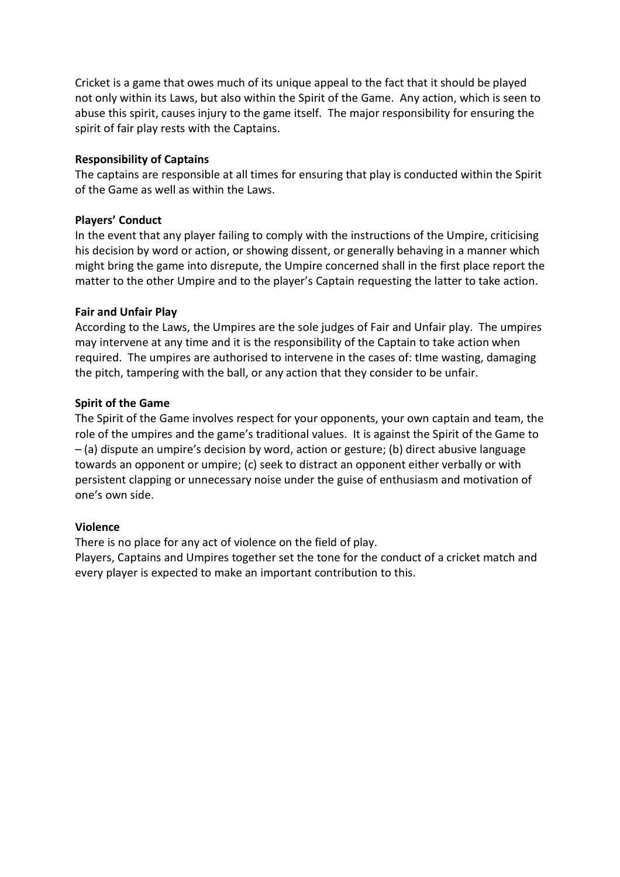Cricket is a game that owes much of its unique appeal to the fact that it should be played not only within its Laws, but also within the Spirit of the Game. Any action, which is seen to abuse this spirit, causes injury to the game itself. The major responsibility for ensuring the spirit of fair play rests with the Captains.

**Responsibility of Captains**

The captains are responsible at all times for ensuring that play is conducted within the Spirit of the Game as well as within the Laws.

**Players' Conduct**

In the event that any player failing to comply with the instructions of the Umpire, criticising his decision by word or action, or showing dissent, or generally behaving in a manner which might bring the game into disrepute, the Umpire concerned shall in the first place report the matter to the other Umpire and to the player's Captain requesting the latter to take action.

**Fair and Unfair Play**

According to the Laws, the Umpires are the sole judges of Fair and Unfair play. The umpires may intervene at any time and it is the responsibility of the Captain to take action when required. The umpires are authorised to intervene in the cases of: tIme wasting, damaging the pitch, tampering with the ball, or any action that they consider to be unfair.

**Spirit of the Game**

The Spirit of the Game involves respect for your opponents, your own captain and team, the role of the umpires and the game's traditional values. It is against the Spirit of the Game to – (a) dispute an umpire's decision by word, action or gesture; (b) direct abusive language towards an opponent or umpire; (c) seek to distract an opponent either verbally or with persistent clapping or unnecessary noise under the guise of enthusiasm and motivation of one's own side.

**Violence**

There is no place for any act of violence on the field of play.
Players, Captains and Umpires together set the tone for the conduct of a cricket match and every player is expected to make an important contribution to this.